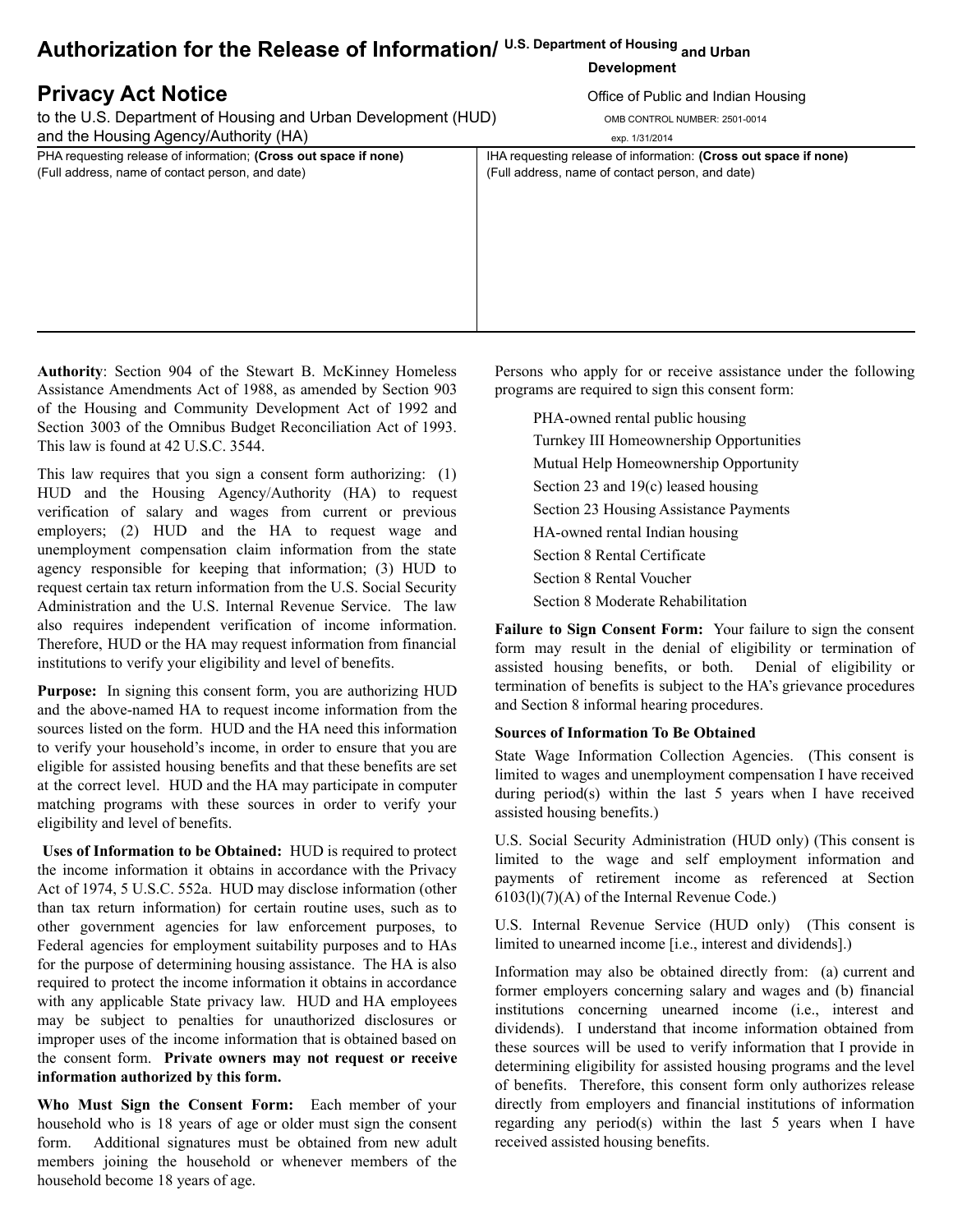# Authorization for the Release of Information/ Privacy Act Notice

to the U.S. Department of Housing and Urban Development (HUD) and the Housing Agency/Authority (HA)

U.S. Department of Housing and Urban Development

Office of Public and Indian Housing

OMB CONTROL NUMBER: 2501-0014

exp. 1/31/2014

| PHA requesting release of information; **(Cross out space if none)** (Full address, name of contact person, and date) | IHA requesting release of information: **(Cross out space if none)** (Full address, name of contact person, and date) |
|---|---|
| | |

**Authority**: Section 904 of the Stewart B. McKinney Homeless Assistance Amendments Act of 1988, as amended by Section 903 of the Housing and Community Development Act of 1992 and Section 3003 of the Omnibus Budget Reconciliation Act of 1993. This law is found at 42 U.S.C. 3544.

This law requires that you sign a consent form authorizing: (1) HUD and the Housing Agency/Authority (HA) to request verification of salary and wages from current or previous employers; (2) HUD and the HA to request wage and unemployment compensation claim information from the state agency responsible for keeping that information; (3) HUD to request certain tax return information from the U.S. Social Security Administration and the U.S. Internal Revenue Service. The law also requires independent verification of income information. Therefore, HUD or the HA may request information from financial institutions to verify your eligibility and level of benefits.

**Purpose:** In signing this consent form, you are authorizing HUD and the above-named HA to request income information from the sources listed on the form. HUD and the HA need this information to verify your household's income, in order to ensure that you are eligible for assisted housing benefits and that these benefits are set at the correct level. HUD and the HA may participate in computer matching programs with these sources in order to verify your eligibility and level of benefits.

**Uses of Information to be Obtained:** HUD is required to protect the income information it obtains in accordance with the Privacy Act of 1974, 5 U.S.C. 552a. HUD may disclose information (other than tax return information) for certain routine uses, such as to other government agencies for law enforcement purposes, to Federal agencies for employment suitability purposes and to HAs for the purpose of determining housing assistance. The HA is also required to protect the income information it obtains in accordance with any applicable State privacy law. HUD and HA employees may be subject to penalties for unauthorized disclosures or improper uses of the income information that is obtained based on the consent form. **Private owners may not request or receive information authorized by this form.**

**Who Must Sign the Consent Form:** Each member of your household who is 18 years of age or older must sign the consent form. Additional signatures must be obtained from new adult members joining the household or whenever members of the household become 18 years of age.

Persons who apply for or receive assistance under the following programs are required to sign this consent form:

- PHA-owned rental public housing
- Turnkey III Homeownership Opportunities
- Mutual Help Homeownership Opportunity
- Section 23 and 19(c) leased housing
- Section 23 Housing Assistance Payments
- HA-owned rental Indian housing
- Section 8 Rental Certificate
- Section 8 Rental Voucher
- Section 8 Moderate Rehabilitation

**Failure to Sign Consent Form:** Your failure to sign the consent form may result in the denial of eligibility or termination of assisted housing benefits, or both. Denial of eligibility or termination of benefits is subject to the HA's grievance procedures and Section 8 informal hearing procedures.

**Sources of Information To Be Obtained**

State Wage Information Collection Agencies. (This consent is limited to wages and unemployment compensation I have received during period(s) within the last 5 years when I have received assisted housing benefits.)

U.S. Social Security Administration (HUD only) (This consent is limited to the wage and self employment information and payments of retirement income as referenced at Section 6103(l)(7)(A) of the Internal Revenue Code.)

U.S. Internal Revenue Service (HUD only) (This consent is limited to unearned income [i.e., interest and dividends].)

Information may also be obtained directly from: (a) current and former employers concerning salary and wages and (b) financial institutions concerning unearned income (i.e., interest and dividends). I understand that income information obtained from these sources will be used to verify information that I provide in determining eligibility for assisted housing programs and the level of benefits. Therefore, this consent form only authorizes release directly from employers and financial institutions of information regarding any period(s) within the last 5 years when I have received assisted housing benefits.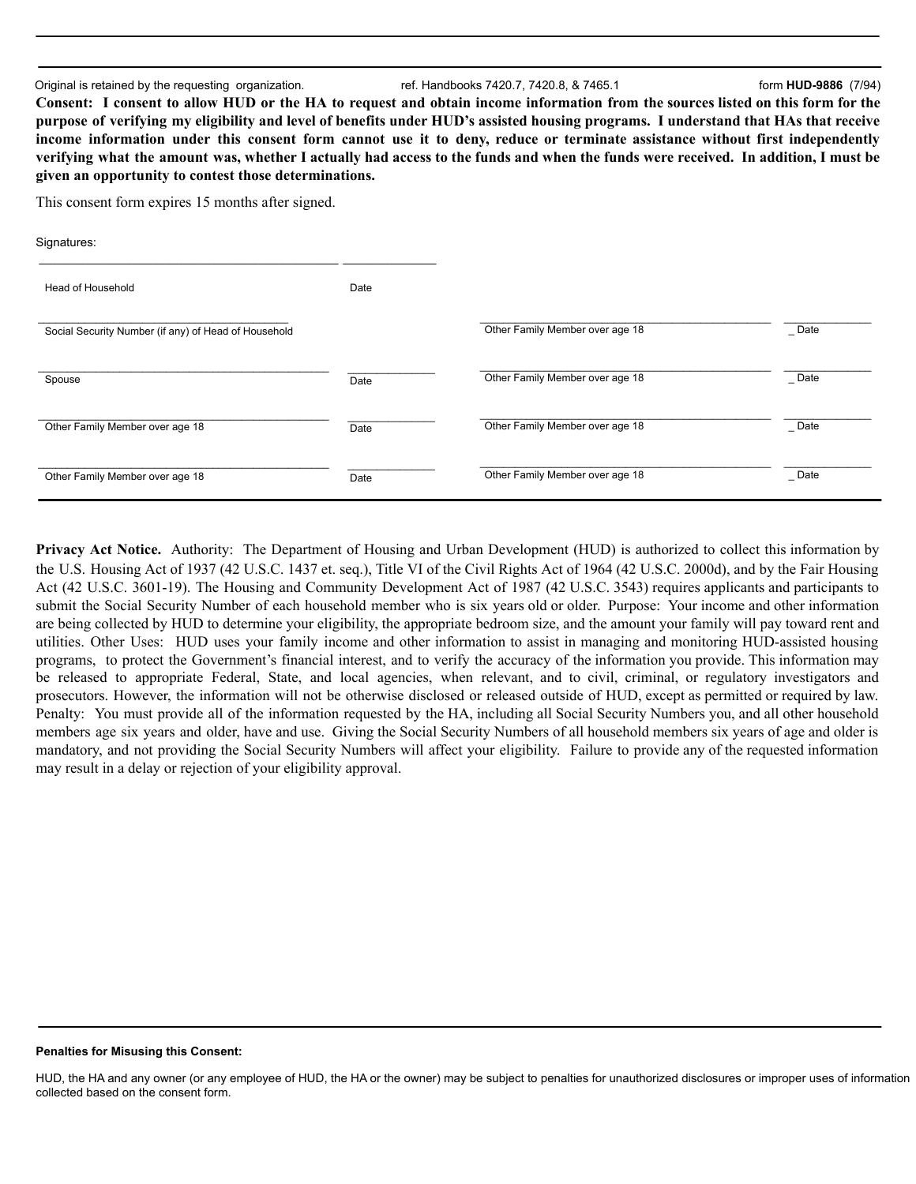Original is retained by the requesting organization. ref. Handbooks 7420.7, 7420.8, & 7465.1 form **HUD-9886** (7/94)

**Consent: I consent to allow HUD or the HA to request and obtain income information from the sources listed on this form for the purpose of verifying my eligibility and level of benefits under HUD's assisted housing programs. I understand that HAs that receive income information under this consent form cannot use it to deny, reduce or terminate assistance without first independently verifying what the amount was, whether I actually had access to the funds and when the funds were received. In addition, I must be given an opportunity to contest those determinations.**

This consent form expires 15 months after signed.

Signatures:

| | | | |
|---|---|---|---|
| Head of Household | Date | | |
| Social Security Number (if any) of Head of Household | | Other Family Member over age 18 | Date |
| Spouse | Date | Other Family Member over age 18 | Date |
| Other Family Member over age 18 | Date | Other Family Member over age 18 | Date |
| Other Family Member over age 18 | Date | Other Family Member over age 18 | Date |

**Privacy Act Notice.** Authority: The Department of Housing and Urban Development (HUD) is authorized to collect this information by the U.S. Housing Act of 1937 (42 U.S.C. 1437 et. seq.), Title VI of the Civil Rights Act of 1964 (42 U.S.C. 2000d), and by the Fair Housing Act (42 U.S.C. 3601-19). The Housing and Community Development Act of 1987 (42 U.S.C. 3543) requires applicants and participants to submit the Social Security Number of each household member who is six years old or older. Purpose: Your income and other information are being collected by HUD to determine your eligibility, the appropriate bedroom size, and the amount your family will pay toward rent and utilities. Other Uses: HUD uses your family income and other information to assist in managing and monitoring HUD-assisted housing programs, to protect the Government's financial interest, and to verify the accuracy of the information you provide. This information may be released to appropriate Federal, State, and local agencies, when relevant, and to civil, criminal, or regulatory investigators and prosecutors. However, the information will not be otherwise disclosed or released outside of HUD, except as permitted or required by law. Penalty: You must provide all of the information requested by the HA, including all Social Security Numbers you, and all other household members age six years and older, have and use. Giving the Social Security Numbers of all household members six years of age and older is mandatory, and not providing the Social Security Numbers will affect your eligibility. Failure to provide any of the requested information may result in a delay or rejection of your eligibility approval.

**Penalties for Misusing this Consent:**

HUD, the HA and any owner (or any employee of HUD, the HA or the owner) may be subject to penalties for unauthorized disclosures or improper uses of information collected based on the consent form.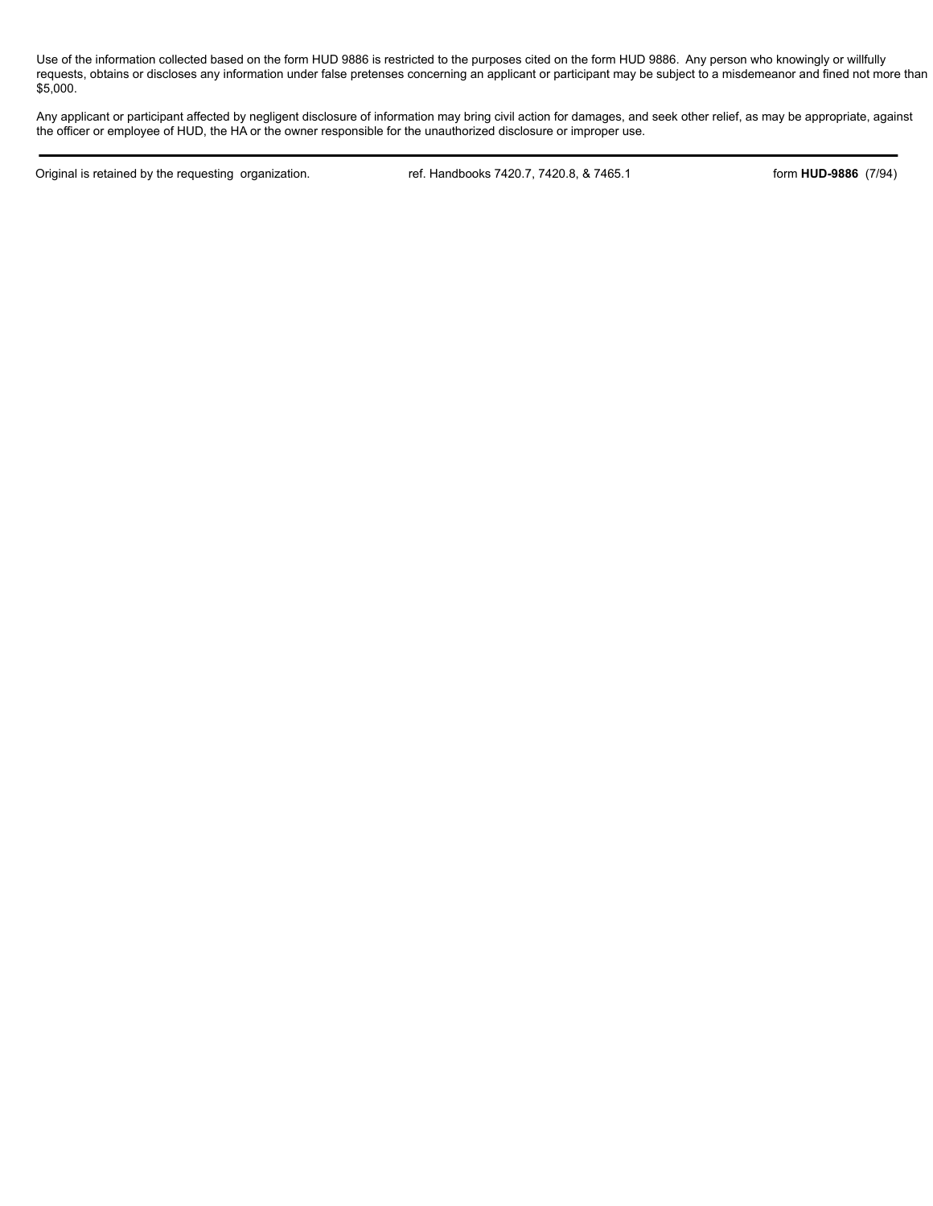Use of the information collected based on the form HUD 9886 is restricted to the purposes cited on the form HUD 9886. Any person who knowingly or willfully requests, obtains or discloses any information under false pretenses concerning an applicant or participant may be subject to a misdemeanor and fined not more than $5,000.

Any applicant or participant affected by negligent disclosure of information may bring civil action for damages, and seek other relief, as may be appropriate, against the officer or employee of HUD, the HA or the owner responsible for the unauthorized disclosure or improper use.

---

Original is retained by the requesting organization. ref. Handbooks 7420.7, 7420.8, & 7465.1 form **HUD-9886** (7/94)